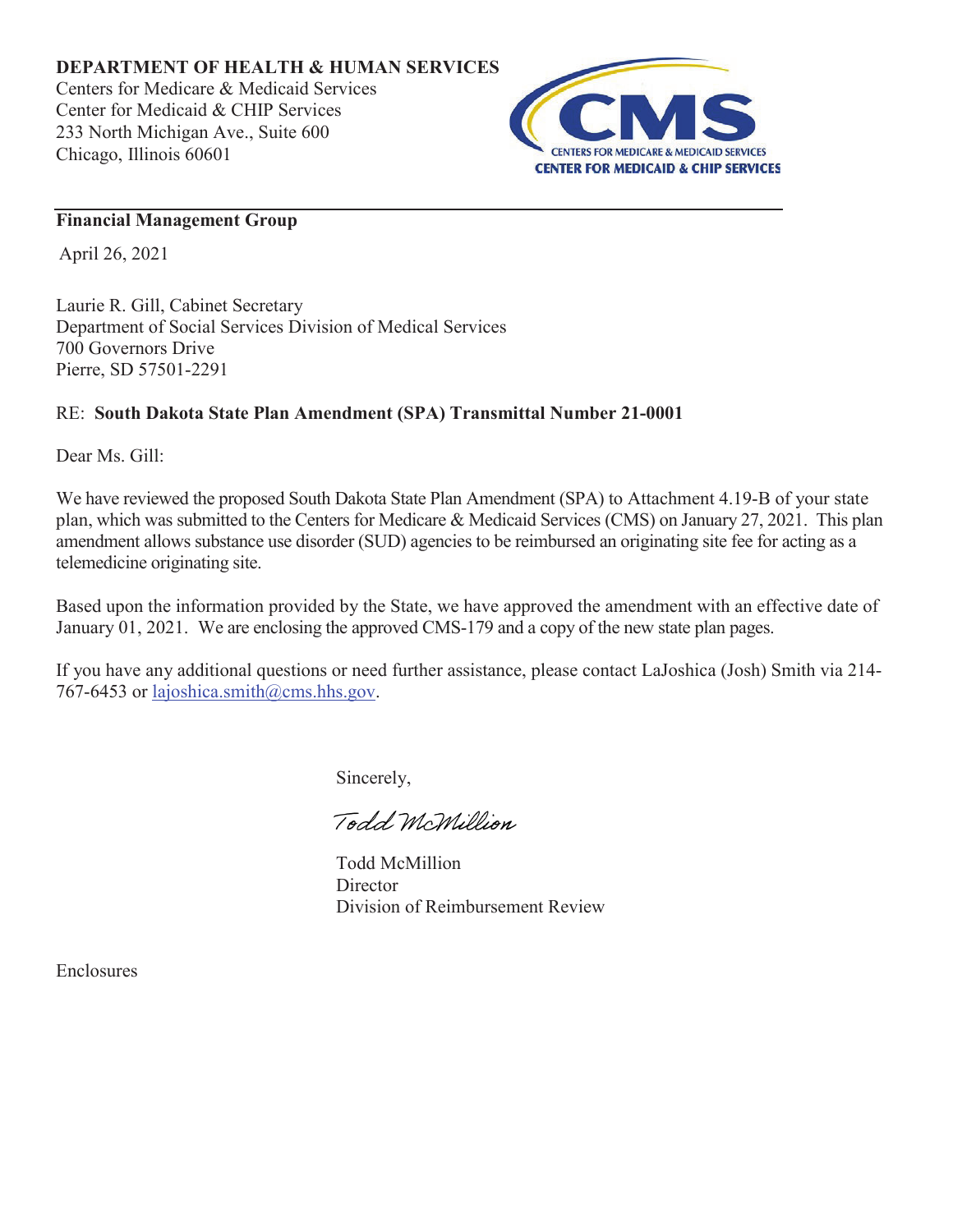**DEPARTMENT OF HEALTH & HUMAN SERVICES**
Centers for Medicare & Medicaid Services
Center for Medicaid & CHIP Services
233 North Michigan Ave., Suite 600
Chicago, Illinois 60601

CMS
CENTERS FOR MEDICARE & MEDICAID SERVICES
CENTER FOR MEDICAID & CHIP SERVICES

**Financial Management Group**

April 26, 2021

Laurie R. Gill, Cabinet Secretary
Department of Social Services Division of Medical Services
700 Governors Drive
Pierre, SD 57501-2291

RE: **South Dakota State Plan Amendment (SPA) Transmittal Number 21-0001**

Dear Ms. Gill:

We have reviewed the proposed South Dakota State Plan Amendment (SPA) to Attachment 4.19-B of your state plan, which was submitted to the Centers for Medicare & Medicaid Services (CMS) on January 27, 2021. This plan amendment allows substance use disorder (SUD) agencies to be reimbursed an originating site fee for acting as a telemedicine originating site.

Based upon the information provided by the State, we have approved the amendment with an effective date of January 01, 2021. We are enclosing the approved CMS-179 and a copy of the new state plan pages.

If you have any additional questions or need further assistance, please contact LaJoshica (Josh) Smith via 214-767-6453 or lajoshica.smith@cms.hhs.gov.

Sincerely,

Todd McMillion

Todd McMillion
Director
Division of Reimbursement Review

Enclosures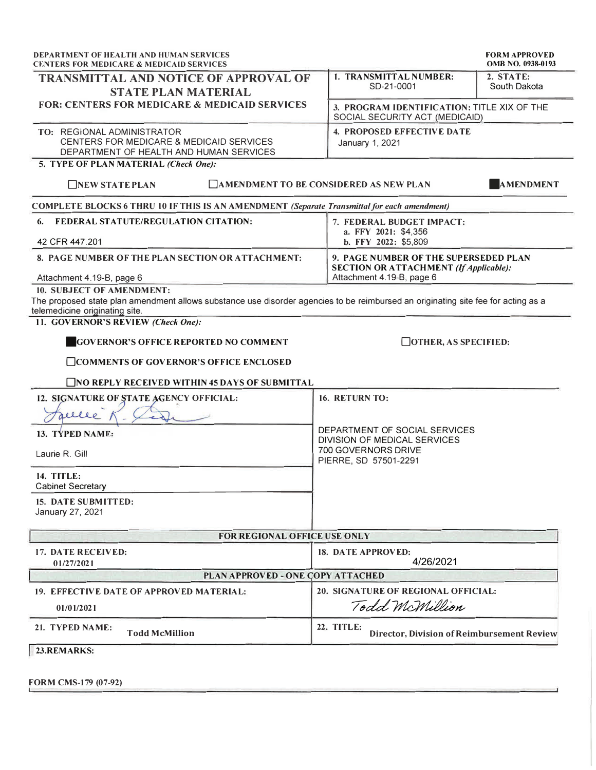DEPARTMENT OF HEALTH AND HUMAN SERVICES
CENTERS FOR MEDICARE & MEDICAID SERVICES

FORM APPROVED
OMB NO. 0938-0193

| **TRANSMITTAL AND NOTICE OF APPROVAL OF STATE PLAN MATERIAL** **FOR: CENTERS FOR MEDICARE & MEDICAID SERVICES** | **1. TRANSMITTAL NUMBER:** SD-21-0001 | **2. STATE:** South Dakota |
|---|---|---|
| | **3. PROGRAM IDENTIFICATION:** TITLE XIX OF THE SOCIAL SECURITY ACT (MEDICAID) | |
| **TO:** REGIONAL ADMINISTRATOR CENTERS FOR MEDICARE & MEDICAID SERVICES DEPARTMENT OF HEALTH AND HUMAN SERVICES | **4. PROPOSED EFFECTIVE DATE** January 1, 2021 | |

**5. TYPE OF PLAN MATERIAL** *(Check One):*

☐ NEW STATE PLAN ☐ AMENDMENT TO BE CONSIDERED AS NEW PLAN ■ AMENDMENT

**COMPLETE BLOCKS 6 THRU 10 IF THIS IS AN AMENDMENT** *(Separate Transmittal for each amendment)*

| **6. FEDERAL STATUTE/REGULATION CITATION:** 42 CFR 447.201 | **7. FEDERAL BUDGET IMPACT:** a. FFY 2021: $4,356 b. FFY 2022: $5,809 |
|---|---|
| **8. PAGE NUMBER OF THE PLAN SECTION OR ATTACHMENT:** Attachment 4.19-B, page 6 | **9. PAGE NUMBER OF THE SUPERSEDED PLAN SECTION OR ATTACHMENT** *(If Applicable):* Attachment 4.19-B, page 6 |

**10. SUBJECT OF AMENDMENT:**
The proposed state plan amendment allows substance use disorder agencies to be reimbursed an originating site fee for acting as a telemedicine originating site.

**11. GOVERNOR'S REVIEW** *(Check One):*

■ GOVERNOR'S OFFICE REPORTED NO COMMENT
☐ COMMENTS OF GOVERNOR'S OFFICE ENCLOSED
☐ NO REPLY RECEIVED WITHIN 45 DAYS OF SUBMITTAL
☐ OTHER, AS SPECIFIED:

| **12. SIGNATURE OF STATE AGENCY OFFICIAL:** Laurie R. Gill | **16. RETURN TO:** DEPARTMENT OF SOCIAL SERVICES DIVISION OF MEDICAL SERVICES 700 GOVERNORS DRIVE PIERRE, SD 57501-2291 |
|---|---|
| **13. TYPED NAME:** Laurie R. Gill | |
| **14. TITLE:** Cabinet Secretary | |
| **15. DATE SUBMITTED:** January 27, 2021 | |

| **FOR REGIONAL OFFICE USE ONLY** | |
|---|---|
| **17. DATE RECEIVED:** 01/27/2021 | **18. DATE APPROVED:** 4/26/2021 |
| **PLAN APPROVED - ONE COPY ATTACHED** | |
| **19. EFFECTIVE DATE OF APPROVED MATERIAL:** 01/01/2021 | **20. SIGNATURE OF REGIONAL OFFICIAL:** Todd McMillion |
| **21. TYPED NAME:** Todd McMillion | **22. TITLE:** Director, Division of Reimbursement Review |

**23. REMARKS:**

FORM CMS-179 (07-92)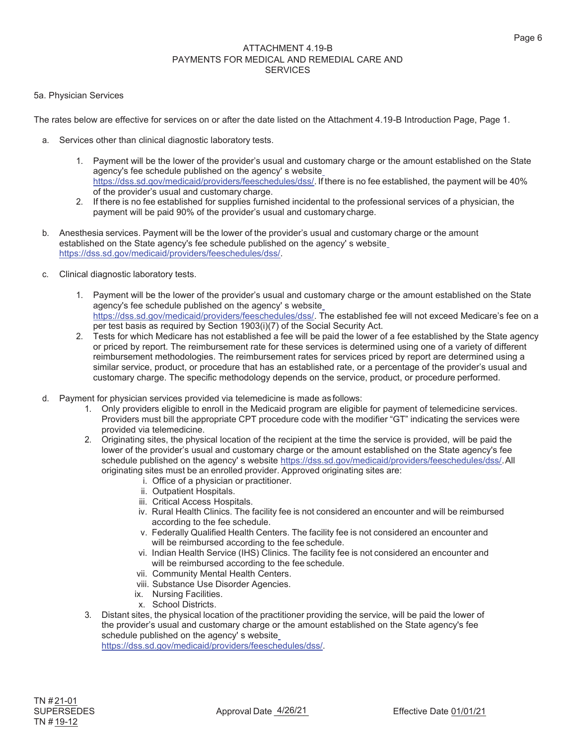ATTACHMENT 4.19-B
PAYMENTS FOR MEDICAL AND REMEDIAL CARE AND SERVICES

5a. Physician Services

The rates below are effective for services on or after the date listed on the Attachment 4.19-B Introduction Page, Page 1.

a. Services other than clinical diagnostic laboratory tests.

   1. Payment will be the lower of the provider's usual and customary charge or the amount established on the State agency's fee schedule published on the agency' s website https://dss.sd.gov/medicaid/providers/feeschedules/dss/. If there is no fee established, the payment will be 40% of the provider's usual and customary charge.
   2. If there is no fee established for supplies furnished incidental to the professional services of a physician, the payment will be paid 90% of the provider's usual and customary charge.

b. Anesthesia services. Payment will be the lower of the provider's usual and customary charge or the amount established on the State agency's fee schedule published on the agency' s website https://dss.sd.gov/medicaid/providers/feeschedules/dss/.

c. Clinical diagnostic laboratory tests.

   1. Payment will be the lower of the provider's usual and customary charge or the amount established on the State agency's fee schedule published on the agency' s website https://dss.sd.gov/medicaid/providers/feeschedules/dss/. The established fee will not exceed Medicare's fee on a per test basis as required by Section 1903(i)(7) of the Social Security Act.
   2. Tests for which Medicare has not established a fee will be paid the lower of a fee established by the State agency or priced by report. The reimbursement rate for these services is determined using one of a variety of different reimbursement methodologies. The reimbursement rates for services priced by report are determined using a similar service, product, or procedure that has an established rate, or a percentage of the provider's usual and customary charge. The specific methodology depends on the service, product, or procedure performed.

d. Payment for physician services provided via telemedicine is made as follows:
   1. Only providers eligible to enroll in the Medicaid program are eligible for payment of telemedicine services. Providers must bill the appropriate CPT procedure code with the modifier "GT" indicating the services were provided via telemedicine.
   2. Originating sites, the physical location of the recipient at the time the service is provided, will be paid the lower of the provider's usual and customary charge or the amount established on the State agency's fee schedule published on the agency' s website https://dss.sd.gov/medicaid/providers/feeschedules/dss/. All originating sites must be an enrolled provider. Approved originating sites are:
      i. Office of a physician or practitioner.
      ii. Outpatient Hospitals.
      iii. Critical Access Hospitals.
      iv. Rural Health Clinics. The facility fee is not considered an encounter and will be reimbursed according to the fee schedule.
      v. Federally Qualified Health Centers. The facility fee is not considered an encounter and will be reimbursed according to the fee schedule.
      vi. Indian Health Service (IHS) Clinics. The facility fee is not considered an encounter and will be reimbursed according to the fee schedule.
      vii. Community Mental Health Centers.
      viii. Substance Use Disorder Agencies.
      ix. Nursing Facilities.
      x. School Districts.
   3. Distant sites, the physical location of the practitioner providing the service, will be paid the lower of the provider's usual and customary charge or the amount established on the State agency's fee schedule published on the agency' s website https://dss.sd.gov/medicaid/providers/feeschedules/dss/.

TN # 21-01
SUPERSEDES
TN # 19-12

Approval Date 4/26/21

Effective Date 01/01/21